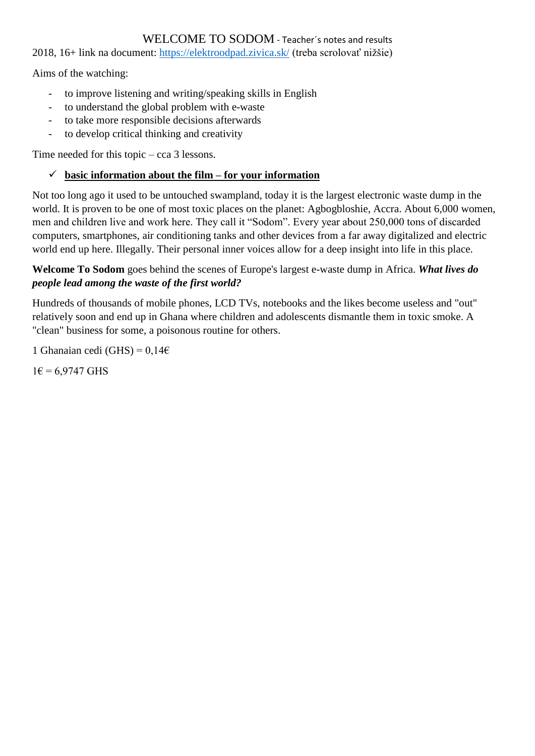# WELCOME TO SODOM - Teacher´s notes and results

2018, 16+ link na document: https://elektroodpad.zivica.sk/ (treba scrolovať nižšie)

Aims of the watching:

- to improve listening and writing/speaking skills in English
- to understand the global problem with e-waste
- to take more responsible decisions afterwards
- to develop critical thinking and creativity

Time needed for this topic – cca 3 lessons.

- ✓ **basic information about the film – for your information**

Not too long ago it used to be untouched swampland, today it is the largest electronic waste dump in the world. It is proven to be one of most toxic places on the planet: Agbogbloshie, Accra. About 6,000 women, men and children live and work here. They call it "Sodom". Every year about 250,000 tons of discarded computers, smartphones, air conditioning tanks and other devices from a far away digitalized and electric world end up here. Illegally. Their personal inner voices allow for a deep insight into life in this place.

**Welcome To Sodom** goes behind the scenes of Europe's largest e-waste dump in Africa. ***What lives do people lead among the waste of the first world?***

Hundreds of thousands of mobile phones, LCD TVs, notebooks and the likes become useless and "out" relatively soon and end up in Ghana where children and adolescents dismantle them in toxic smoke. A "clean" business for some, a poisonous routine for others.

1 Ghanaian cedi (GHS) = 0,14€

1€ = 6,9747 GHS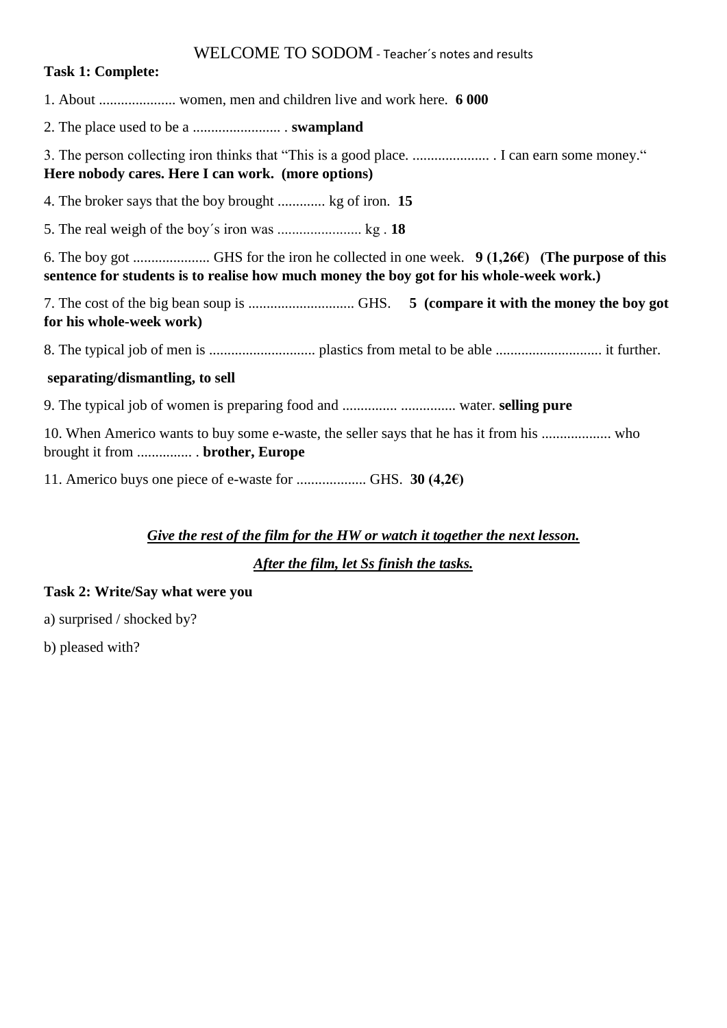# WELCOME TO SODOM - Teacher´s notes and results

**Task 1: Complete:**

1. About ..................... women, men and children live and work here. **6 000**

2. The place used to be a ........................ . **swampland**

3. The person collecting iron thinks that "This is a good place. ..................... . I can earn some money."
**Here nobody cares. Here I can work. (more options)**

4. The broker says that the boy brought ............. kg of iron. **15**

5. The real weigh of the boy´s iron was ....................... kg . **18**

6. The boy got ..................... GHS for the iron he collected in one week. **9 (1,26€) (The purpose of this sentence for students is to realise how much money the boy got for his whole-week work.)**

7. The cost of the big bean soup is ............................. GHS. **5 (compare it with the money the boy got for his whole-week work)**

8. The typical job of men is ............................. plastics from metal to be able ............................. it further.

**separating/dismantling, to sell**

9. The typical job of women is preparing food and ............... ............... water. **selling pure**

10. When Americo wants to buy some e-waste, the seller says that he has it from his ................... who brought it from ............... . **brother, Europe**

11. Americo buys one piece of e-waste for ................... GHS. **30 (4,2€)**

***<u>Give the rest of the film for the HW or watch it together the next lesson.</u>***

***<u>After the film, let Ss finish the tasks.</u>***

**Task 2: Write/Say what were you**

a) surprised / shocked by?

b) pleased with?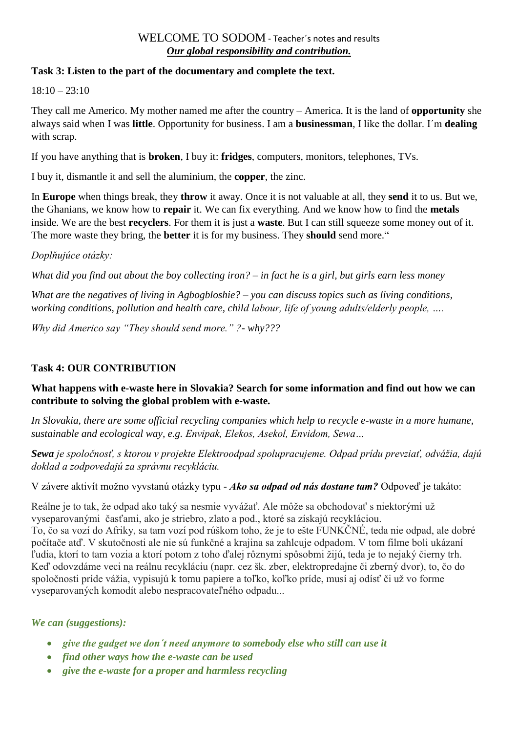WELCOME TO SODOM - Teacher´s notes and results

***Our global responsibility and contribution.***

**Task 3: Listen to the part of the documentary and complete the text.**

18:10 – 23:10

They call me Americo. My mother named me after the country – America. It is the land of **opportunity** she always said when I was **little**. Opportunity for business. I am a **businessman**, I like the dollar. I´m **dealing** with scrap.

If you have anything that is **broken**, I buy it: **fridges**, computers, monitors, telephones, TVs.

I buy it, dismantle it and sell the aluminium, the **copper**, the zinc.

In **Europe** when things break, they **throw** it away. Once it is not valuable at all, they **send** it to us. But we, the Ghanians, we know how to **repair** it. We can fix everything. And we know how to find the **metals** inside. We are the best **recyclers**. For them it is just a **waste**. But I can still squeeze some money out of it. The more waste they bring, the **better** it is for my business. They **should** send more."

*Doplňujúce otázky:*

*What did you find out about the boy collecting iron? – in fact he is a girl, but girls earn less money*

*What are the negatives of living in Agbogbloshie? – you can discuss topics such as living conditions, working conditions, pollution and health care, child labour, life of young adults/elderly people, ….*

*Why did Americo say "They should send more." ?- why???*

**Task 4: OUR CONTRIBUTION**

**What happens with e-waste here in Slovakia? Search for some information and find out how we can contribute to solving the global problem with e-waste.**

*In Slovakia, there are some official recycling companies which help to recycle e-waste in a more humane, sustainable and ecological way, e.g. Envipak, Elekos, Asekol, Envidom, Sewa…*

***Sewa*** *je spoločnosť, s ktorou v projekte Elektroodpad spolupracujeme. Odpad prídu prevziať, odvážia, dajú doklad a zodpovedajú za správnu recykláciu.*

V závere aktivít možno vyvstanú otázky typu - ***Ako sa odpad od nás dostane tam?*** Odpoveď je takáto:

Reálne je to tak, že odpad ako taký sa nesmie vyvážať. Ale môže sa obchodovať s niektorými už vyseparovanými časťami, ako je striebro, zlato a pod., ktoré sa získajú recykláciou.
To, čo sa vozí do Afriky, sa tam vozí pod rúškom toho, že je to ešte FUNKČNÉ, teda nie odpad, ale dobré počítače atď. V skutočnosti ale nie sú funkčné a krajina sa zahlcuje odpadom. V tom filme boli ukázaní ľudia, ktorí to tam vozia a ktorí potom z toho ďalej rôznymi spôsobmi žijú, teda je to nejaký čierny trh.
Keď odovzdáme veci na reálnu recykláciu (napr. cez šk. zber, elektropredajne či zberný dvor), to, čo do spoločnosti príde vážia, vypisujú k tomu papiere a toľko, koľko príde, musí aj odísť či už vo forme vyseparovaných komodít alebo nespracovateľného odpadu...

*We can (suggestions):*

- ***give the gadget we don´t need anymore to somebody else who still can use it***
- ***find other ways how the e-waste can be used***
- ***give the e-waste for a proper and harmless recycling***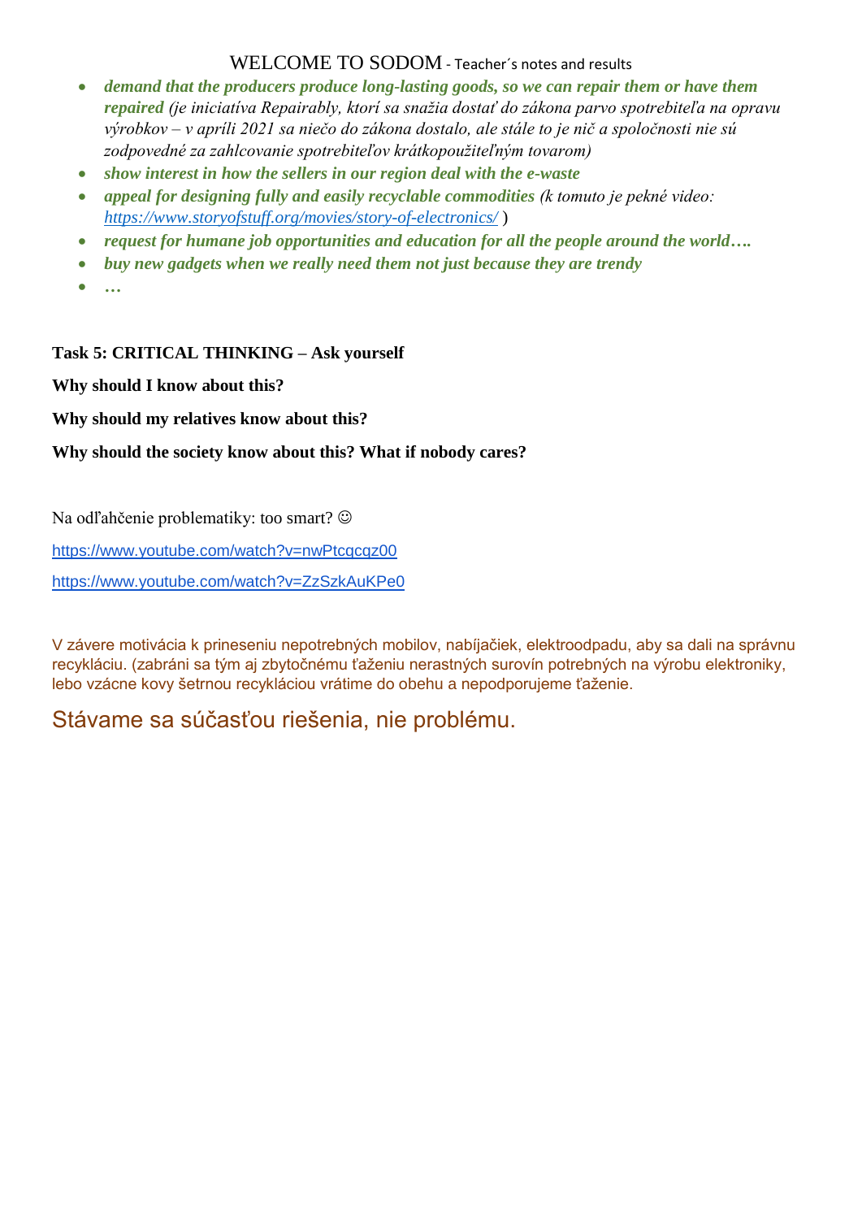WELCOME TO SODOM - Teacher´s notes and results

- ***demand that the producers produce long-lasting goods, so we can repair them or have them repaired*** *(je iniciatíva Repairably, ktorí sa snažia dostať do zákona parvo spotrebiteľa na opravu výrobkov – v apríli 2021 sa niečo do zákona dostalo, ale stále to je nič a spoločnosti nie sú zodpovedné za zahlcovanie spotrebiteľov krátkopoužiteľným tovarom)*
- ***show interest in how the sellers in our region deal with the e-waste***
- ***appeal for designing fully and easily recyclable commodities*** *(k tomuto je pekné video: https://www.storyofstuff.org/movies/story-of-electronics/ )*
- ***request for humane job opportunities and education for all the people around the world….***
- ***buy new gadgets when we really need them not just because they are trendy***
- ***…***

**Task 5: CRITICAL THINKING – Ask yourself**

**Why should I know about this?**

**Why should my relatives know about this?**

**Why should the society know about this? What if nobody cares?**

Na odľahčenie problematiky: too smart? ☺

https://www.youtube.com/watch?v=nwPtcqcqz00

https://www.youtube.com/watch?v=ZzSzkAuKPe0

V závere motivácia k prineseniu nepotrebných mobilov, nabíjačiek, elektroodpadu, aby sa dali na správnu recykláciu. (zabráni sa tým aj zbytočnému ťaženiu nerastných surovín potrebných na výrobu elektroniky, lebo vzácne kovy šetrnou recykláciou vrátime do obehu a nepodporujeme ťaženie.

Stávame sa súčasťou riešenia, nie problému.